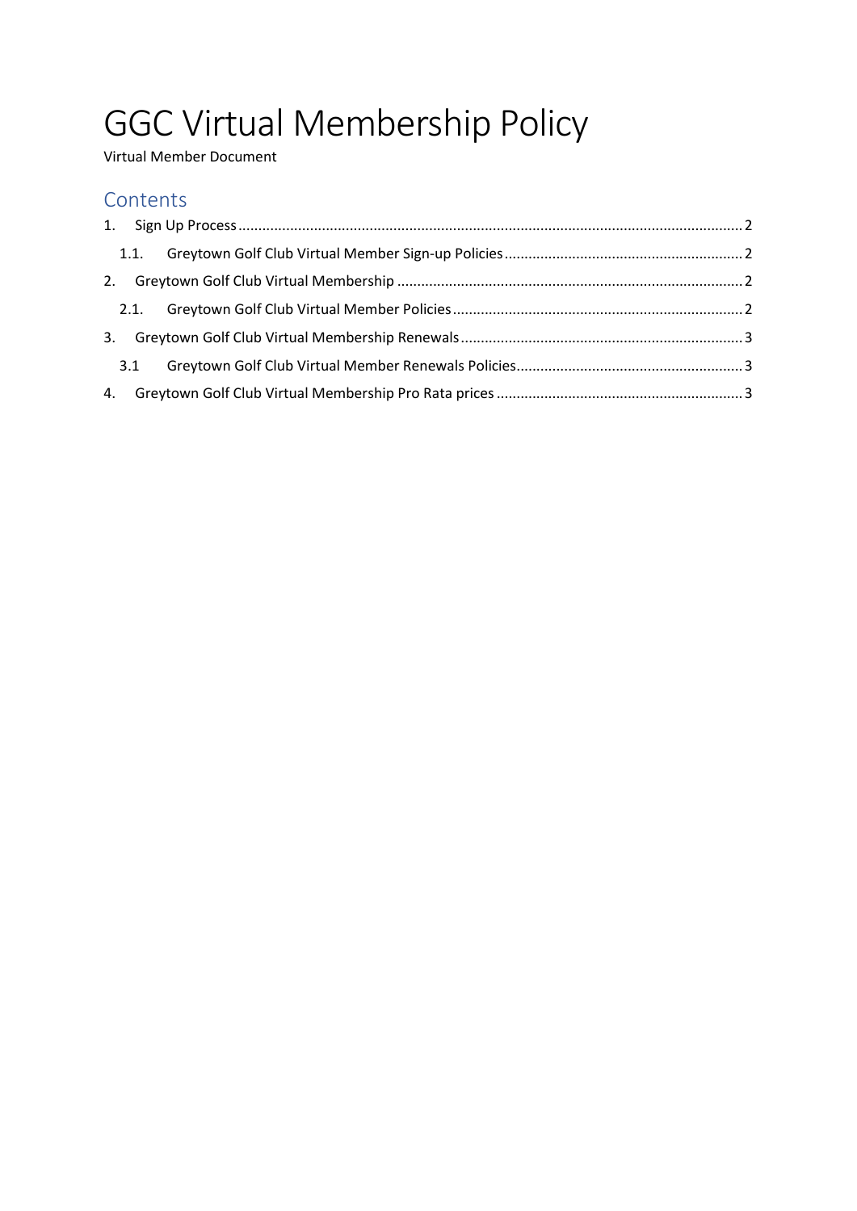# GGC Virtual Membership Policy

Virtual Member Document

## Contents

1. Sign Up Process ........................................................................................................................................ 2
   - 1.1. Greytown Golf Club Virtual Member Sign-up Policies ........................................................ 2
2. Greytown Golf Club Virtual Membership ................................................................................... 2
   - 2.1. Greytown Golf Club Virtual Member Policies ...................................................................... 2
3. Greytown Golf Club Virtual Membership Renewals .................................................................. 3
   - 3.1 Greytown Golf Club Virtual Member Renewals Policies ...................................................... 3
4. Greytown Golf Club Virtual Membership Pro Rata prices .......................................................... 3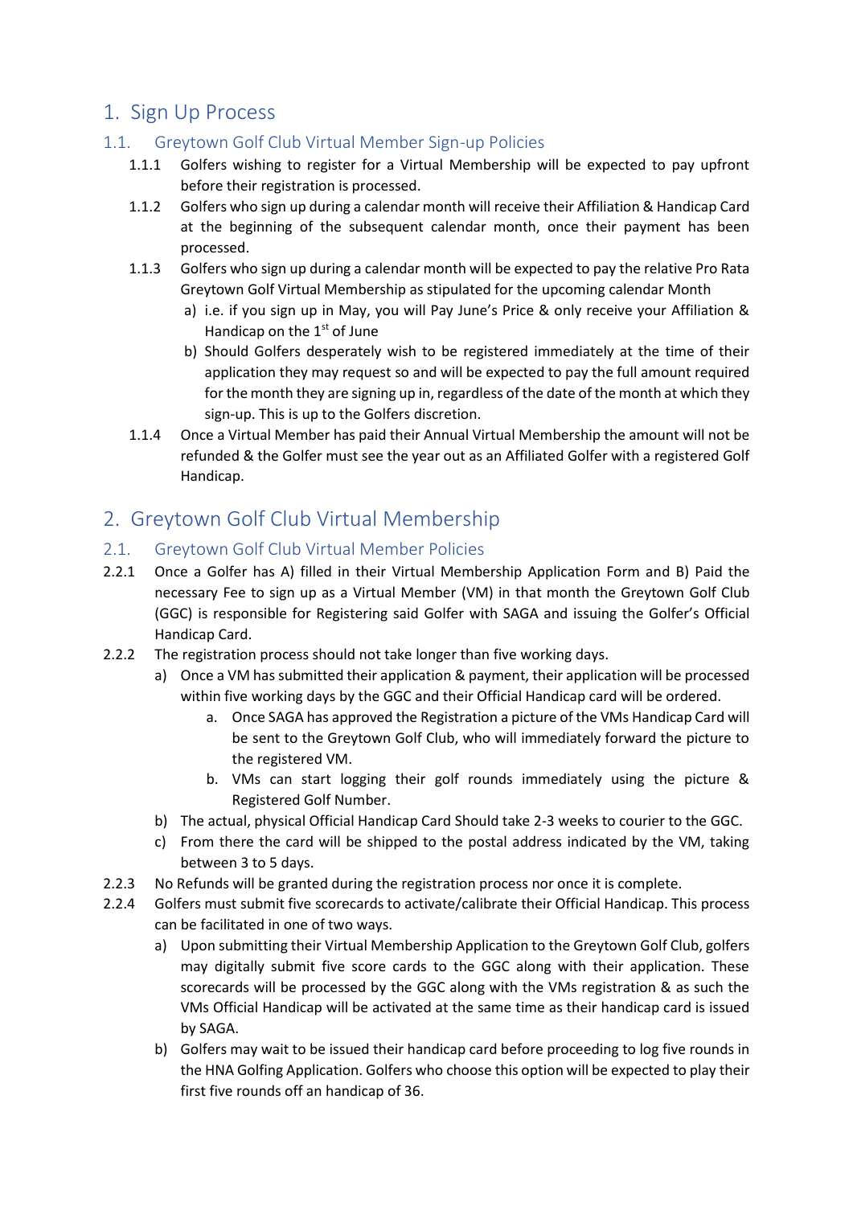# 1. Sign Up Process

## 1.1. Greytown Golf Club Virtual Member Sign-up Policies

1.1.1 Golfers wishing to register for a Virtual Membership will be expected to pay upfront before their registration is processed.

1.1.2 Golfers who sign up during a calendar month will receive their Affiliation & Handicap Card at the beginning of the subsequent calendar month, once their payment has been processed.

1.1.3 Golfers who sign up during a calendar month will be expected to pay the relative Pro Rata Greytown Golf Virtual Membership as stipulated for the upcoming calendar Month

- a) i.e. if you sign up in May, you will Pay June's Price & only receive your Affiliation & Handicap on the 1st of June
- b) Should Golfers desperately wish to be registered immediately at the time of their application they may request so and will be expected to pay the full amount required for the month they are signing up in, regardless of the date of the month at which they sign-up. This is up to the Golfers discretion.

1.1.4 Once a Virtual Member has paid their Annual Virtual Membership the amount will not be refunded & the Golfer must see the year out as an Affiliated Golfer with a registered Golf Handicap.

# 2. Greytown Golf Club Virtual Membership

## 2.1. Greytown Golf Club Virtual Member Policies

2.2.1 Once a Golfer has A) filled in their Virtual Membership Application Form and B) Paid the necessary Fee to sign up as a Virtual Member (VM) in that month the Greytown Golf Club (GGC) is responsible for Registering said Golfer with SAGA and issuing the Golfer's Official Handicap Card.

2.2.2 The registration process should not take longer than five working days.

- a) Once a VM has submitted their application & payment, their application will be processed within five working days by the GGC and their Official Handicap card will be ordered.
  - a. Once SAGA has approved the Registration a picture of the VMs Handicap Card will be sent to the Greytown Golf Club, who will immediately forward the picture to the registered VM.
  - b. VMs can start logging their golf rounds immediately using the picture & Registered Golf Number.
- b) The actual, physical Official Handicap Card Should take 2-3 weeks to courier to the GGC.
- c) From there the card will be shipped to the postal address indicated by the VM, taking between 3 to 5 days.

2.2.3 No Refunds will be granted during the registration process nor once it is complete.

2.2.4 Golfers must submit five scorecards to activate/calibrate their Official Handicap. This process can be facilitated in one of two ways.

- a) Upon submitting their Virtual Membership Application to the Greytown Golf Club, golfers may digitally submit five score cards to the GGC along with their application. These scorecards will be processed by the GGC along with the VMs registration & as such the VMs Official Handicap will be activated at the same time as their handicap card is issued by SAGA.
- b) Golfers may wait to be issued their handicap card before proceeding to log five rounds in the HNA Golfing Application. Golfers who choose this option will be expected to play their first five rounds off an handicap of 36.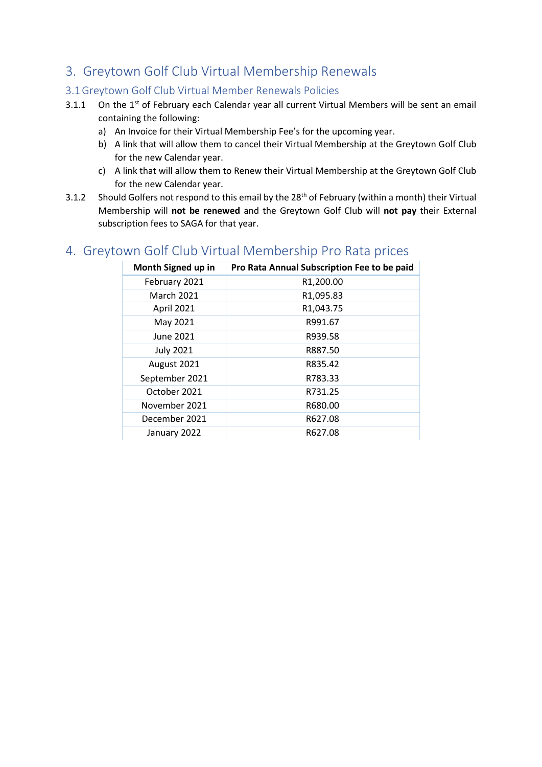# 3. Greytown Golf Club Virtual Membership Renewals

## 3.1 Greytown Golf Club Virtual Member Renewals Policies

3.1.1 On the 1st of February each Calendar year all current Virtual Members will be sent an email containing the following:

a) An Invoice for their Virtual Membership Fee's for the upcoming year.

b) A link that will allow them to cancel their Virtual Membership at the Greytown Golf Club for the new Calendar year.

c) A link that will allow them to Renew their Virtual Membership at the Greytown Golf Club for the new Calendar year.

3.1.2 Should Golfers not respond to this email by the 28th of February (within a month) their Virtual Membership will **not be renewed** and the Greytown Golf Club will **not pay** their External subscription fees to SAGA for that year.

# 4. Greytown Golf Club Virtual Membership Pro Rata prices

| Month Signed up in | Pro Rata Annual Subscription Fee to be paid |
|---|---|
| February 2021 | R1,200.00 |
| March 2021 | R1,095.83 |
| April 2021 | R1,043.75 |
| May 2021 | R991.67 |
| June 2021 | R939.58 |
| July 2021 | R887.50 |
| August 2021 | R835.42 |
| September 2021 | R783.33 |
| October 2021 | R731.25 |
| November 2021 | R680.00 |
| December 2021 | R627.08 |
| January 2022 | R627.08 |